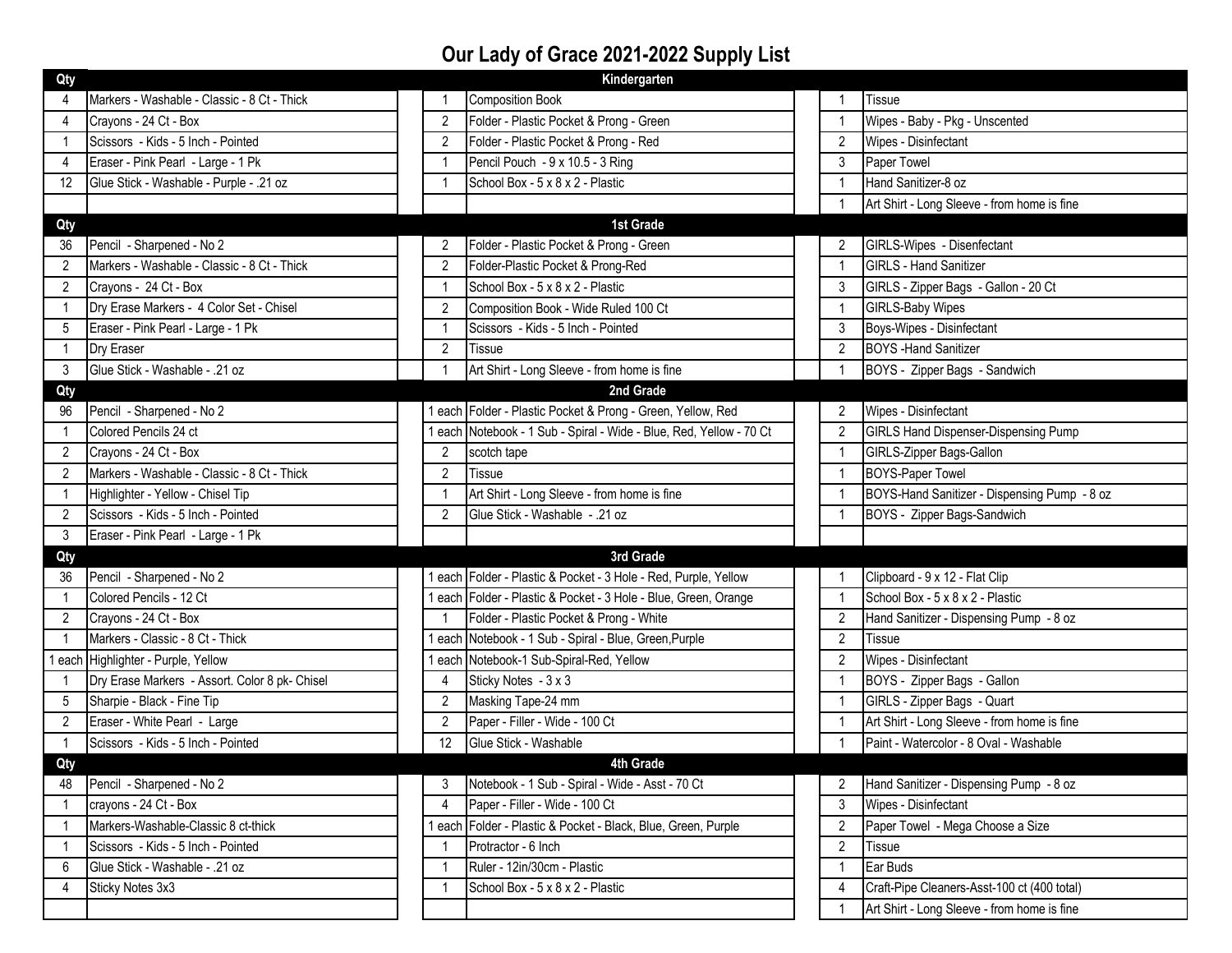# Our Lady of Grace 2021-2022 Supply List

| Qty | Kindergarten | Qty | | Qty | |
|---|---|---|---|---|---|
| 4 | Markers - Washable - Classic - 8 Ct - Thick | 1 | Composition Book | 1 | Tissue |
| 4 | Crayons - 24 Ct - Box | 2 | Folder - Plastic Pocket & Prong - Green | 1 | Wipes - Baby - Pkg - Unscented |
| 1 | Scissors - Kids - 5 Inch - Pointed | 2 | Folder - Plastic Pocket & Prong - Red | 2 | Wipes - Disinfectant |
| 4 | Eraser - Pink Pearl - Large - 1 Pk | 1 | Pencil Pouch - 9 x 10.5 - 3 Ring | 3 | Paper Towel |
| 12 | Glue Stick - Washable - Purple - .21 oz | 1 | School Box - 5 x 8 x 2 - Plastic | 1 | Hand Sanitizer-8 oz |
| | | | | 1 | Art Shirt - Long Sleeve - from home is fine |

| Qty | 1st Grade | Qty | | Qty | |
|---|---|---|---|---|---|
| 36 | Pencil - Sharpened - No 2 | 2 | Folder - Plastic Pocket & Prong - Green | 2 | GIRLS-Wipes - Disenfectant |
| 2 | Markers - Washable - Classic - 8 Ct - Thick | 2 | Folder-Plastic Pocket & Prong-Red | 1 | GIRLS - Hand Sanitizer |
| 2 | Crayons - 24 Ct - Box | 1 | School Box - 5 x 8 x 2 - Plastic | 3 | GIRLS - Zipper Bags - Gallon - 20 Ct |
| 1 | Dry Erase Markers - 4 Color Set - Chisel | 2 | Composition Book - Wide Ruled 100 Ct | 1 | GIRLS-Baby Wipes |
| 5 | Eraser - Pink Pearl - Large - 1 Pk | 1 | Scissors - Kids - 5 Inch - Pointed | 3 | Boys-Wipes - Disinfectant |
| 1 | Dry Eraser | 2 | Tissue | 2 | BOYS -Hand Sanitizer |
| 3 | Glue Stick - Washable - .21 oz | 1 | Art Shirt - Long Sleeve - from home is fine | 1 | BOYS - Zipper Bags - Sandwich |

| Qty | 2nd Grade | Qty | | Qty | |
|---|---|---|---|---|---|
| 96 | Pencil - Sharpened - No 2 | 1 each | Folder - Plastic Pocket & Prong - Green, Yellow, Red | 2 | Wipes - Disinfectant |
| 1 | Colored Pencils 24 ct | 1 each | Notebook - 1 Sub - Spiral - Wide - Blue, Red, Yellow - 70 Ct | 2 | GIRLS Hand Dispenser-Dispensing Pump |
| 2 | Crayons - 24 Ct - Box | 2 | scotch tape | 1 | GIRLS-Zipper Bags-Gallon |
| 2 | Markers - Washable - Classic - 8 Ct - Thick | 2 | Tissue | 1 | BOYS-Paper Towel |
| 1 | Highlighter - Yellow - Chisel Tip | 1 | Art Shirt - Long Sleeve - from home is fine | 1 | BOYS-Hand Sanitizer - Dispensing Pump - 8 oz |
| 2 | Scissors - Kids - 5 Inch - Pointed | 2 | Glue Stick - Washable - .21 oz | 1 | BOYS - Zipper Bags-Sandwich |
| 3 | Eraser - Pink Pearl - Large - 1 Pk | | | | |

| Qty | 3rd Grade | Qty | | Qty | |
|---|---|---|---|---|---|
| 36 | Pencil - Sharpened - No 2 | 1 each | Folder - Plastic & Pocket - 3 Hole - Red, Purple, Yellow | 1 | Clipboard - 9 x 12 - Flat Clip |
| 1 | Colored Pencils - 12 Ct | 1 each | Folder - Plastic & Pocket - 3 Hole - Blue, Green, Orange | 1 | School Box - 5 x 8 x 2 - Plastic |
| 2 | Crayons - 24 Ct - Box | 1 | Folder - Plastic Pocket & Prong - White | 2 | Hand Sanitizer - Dispensing Pump - 8 oz |
| 1 | Markers - Classic - 8 Ct - Thick | 1 each | Notebook - 1 Sub - Spiral - Blue, Green,Purple | 2 | Tissue |
| 1 each | Highlighter - Purple, Yellow | 1 each | Notebook-1 Sub-Spiral-Red, Yellow | 2 | Wipes - Disinfectant |
| 1 | Dry Erase Markers - Assort. Color 8 pk- Chisel | 4 | Sticky Notes - 3 x 3 | 1 | BOYS - Zipper Bags - Gallon |
| 5 | Sharpie - Black - Fine Tip | 2 | Masking Tape-24 mm | 1 | GIRLS - Zipper Bags - Quart |
| 2 | Eraser - White Pearl - Large | 2 | Paper - Filler - Wide - 100 Ct | 1 | Art Shirt - Long Sleeve - from home is fine |
| 1 | Scissors - Kids - 5 Inch - Pointed | 12 | Glue Stick - Washable | 1 | Paint - Watercolor - 8 Oval - Washable |

| Qty | 4th Grade | Qty | | Qty | |
|---|---|---|---|---|---|
| 48 | Pencil - Sharpened - No 2 | 3 | Notebook - 1 Sub - Spiral - Wide - Asst - 70 Ct | 2 | Hand Sanitizer - Dispensing Pump - 8 oz |
| 1 | crayons - 24 Ct - Box | 4 | Paper - Filler - Wide - 100 Ct | 3 | Wipes - Disinfectant |
| 1 | Markers-Washable-Classic 8 ct-thick | 1 each | Folder - Plastic & Pocket - Black, Blue, Green, Purple | 2 | Paper Towel - Mega Choose a Size |
| 1 | Scissors - Kids - 5 Inch - Pointed | 1 | Protractor - 6 Inch | 2 | Tissue |
| 6 | Glue Stick - Washable - .21 oz | 1 | Ruler - 12in/30cm - Plastic | 1 | Ear Buds |
| 4 | Sticky Notes 3x3 | 1 | School Box - 5 x 8 x 2 - Plastic | 4 | Craft-Pipe Cleaners-Asst-100 ct (400 total) |
| | | | | 1 | Art Shirt - Long Sleeve - from home is fine |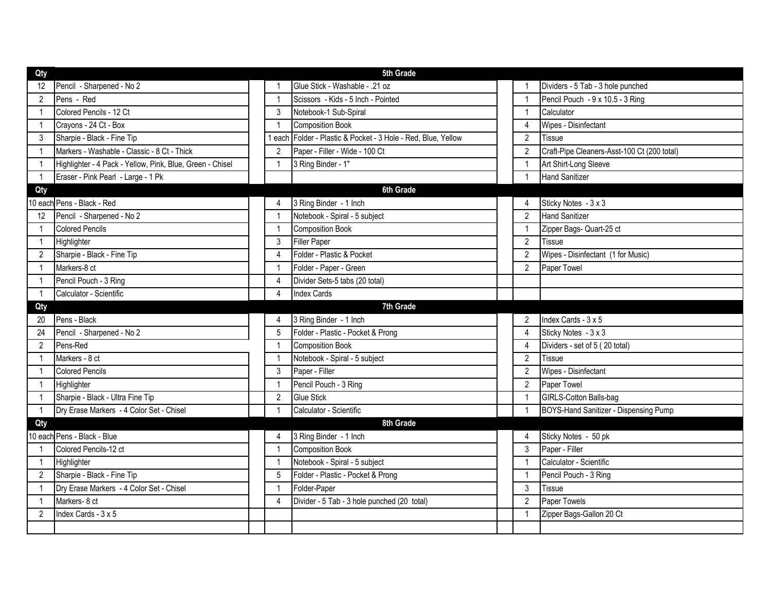| Qty | 5th Grade | | | | |
|---|---|---|---|---|---|
| 12 | Pencil - Sharpened - No 2 | 1 | Glue Stick - Washable - .21 oz | 1 | Dividers - 5 Tab - 3 hole punched |
| 2 | Pens - Red | 1 | Scissors - Kids - 5 Inch - Pointed | 1 | Pencil Pouch - 9 x 10.5 - 3 Ring |
| 1 | Colored Pencils - 12 Ct | 3 | Notebook-1 Sub-Spiral | 1 | Calculator |
| 1 | Crayons - 24 Ct - Box | 1 | Composition Book | 4 | Wipes - Disinfectant |
| 3 | Sharpie - Black - Fine Tip | 1 each | Folder - Plastic & Pocket - 3 Hole - Red, Blue, Yellow | 2 | Tissue |
| 1 | Markers - Washable - Classic - 8 Ct - Thick | 2 | Paper - Filler - Wide - 100 Ct | 2 | Craft-Pipe Cleaners-Asst-100 Ct (200 total) |
| 1 | Highlighter - 4 Pack - Yellow, Pink, Blue, Green - Chisel | 1 | 3 Ring Binder - 1" | 1 | Art Shirt-Long Sleeve |
| 1 | Eraser - Pink Pearl - Large - 1 Pk | | | 1 | Hand Sanitizer |
| **Qty** | **6th Grade** | | | | |
| 10 each | Pens - Black - Red | 4 | 3 Ring Binder - 1 Inch | 4 | Sticky Notes - 3 x 3 |
| 12 | Pencil - Sharpened - No 2 | 1 | Notebook - Spiral - 5 subject | 2 | Hand Sanitizer |
| 1 | Colored Pencils | 1 | Composition Book | 1 | Zipper Bags- Quart-25 ct |
| 1 | Highlighter | 3 | Filler Paper | 2 | Tissue |
| 2 | Sharpie - Black - Fine Tip | 4 | Folder - Plastic & Pocket | 2 | Wipes - Disinfectant (1 for Music) |
| 1 | Markers-8 ct | 1 | Folder - Paper - Green | 2 | Paper Towel |
| 1 | Pencil Pouch - 3 Ring | 4 | Divider Sets-5 tabs (20 total) | | |
| 1 | Calculator - Scientific | 4 | Index Cards | | |
| **Qty** | **7th Grade** | | | | |
| 20 | Pens - Black | 4 | 3 Ring Binder - 1 Inch | 2 | Index Cards - 3 x 5 |
| 24 | Pencil - Sharpened - No 2 | 5 | Folder - Plastic - Pocket & Prong | 4 | Sticky Notes - 3 x 3 |
| 2 | Pens-Red | 1 | Composition Book | 4 | Dividers - set of 5 ( 20 total) |
| 1 | Markers - 8 ct | 1 | Notebook - Spiral - 5 subject | 2 | Tissue |
| 1 | Colored Pencils | 3 | Paper - Filler | 2 | Wipes - Disinfectant |
| 1 | Highlighter | 1 | Pencil Pouch - 3 Ring | 2 | Paper Towel |
| 1 | Sharpie - Black - Ultra Fine Tip | 2 | Glue Stick | 1 | GIRLS-Cotton Balls-bag |
| 1 | Dry Erase Markers - 4 Color Set - Chisel | 1 | Calculator - Scientific | 1 | BOYS-Hand Sanitizer - Dispensing Pump |
| **Qty** | **8th Grade** | | | | |
| 10 each | Pens - Black - Blue | 4 | 3 Ring Binder - 1 Inch | 4 | Sticky Notes - 50 pk |
| 1 | Colored Pencils-12 ct | 1 | Composition Book | 3 | Paper - Filler |
| 1 | Highlighter | 1 | Notebook - Spiral - 5 subject | 1 | Calculator - Scientific |
| 2 | Sharpie - Black - Fine Tip | 5 | Folder - Plastic - Pocket & Prong | 1 | Pencil Pouch - 3 Ring |
| 1 | Dry Erase Markers - 4 Color Set - Chisel | 1 | Folder-Paper | 3 | Tissue |
| 1 | Markers- 8 ct | 4 | Divider - 5 Tab - 3 hole punched (20 total) | 2 | Paper Towels |
| 2 | Index Cards - 3 x 5 | | | 1 | Zipper Bags-Gallon 20 Ct |